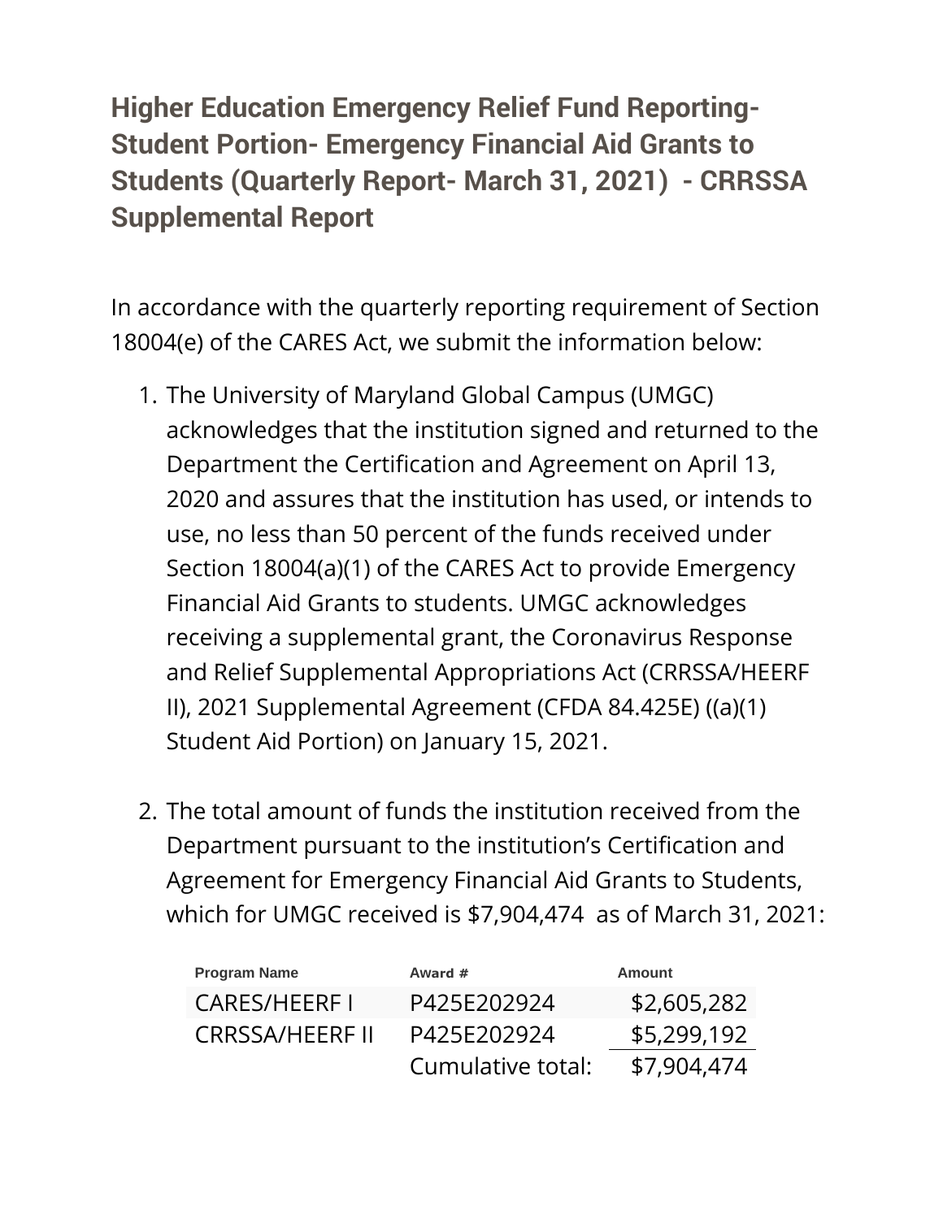# Higher Education Emergency Relief Fund Reporting- Student Portion- Emergency Financial Aid Grants to Students (Quarterly Report- March 31, 2021) - CRRSSA Supplemental Report

In accordance with the quarterly reporting requirement of Section 18004(e) of the CARES Act, we submit the information below:

1. The University of Maryland Global Campus (UMGC) acknowledges that the institution signed and returned to the Department the Certification and Agreement on April 13, 2020 and assures that the institution has used, or intends to use, no less than 50 percent of the funds received under Section 18004(a)(1) of the CARES Act to provide Emergency Financial Aid Grants to students. UMGC acknowledges receiving a supplemental grant, the Coronavirus Response and Relief Supplemental Appropriations Act (CRRSSA/HEERF II), 2021 Supplemental Agreement (CFDA 84.425E) ((a)(1) Student Aid Portion) on January 15, 2021.

2. The total amount of funds the institution received from the Department pursuant to the institution's Certification and Agreement for Emergency Financial Aid Grants to Students, which for UMGC received is $7,904,474 as of March 31, 2021:

| Program Name | Award # | Amount |
|---|---|---|
| CARES/HEERF I | P425E202924 | $2,605,282 |
| CRRSSA/HEERF II | P425E202924 | $5,299,192 |
| | Cumulative total: | $7,904,474 |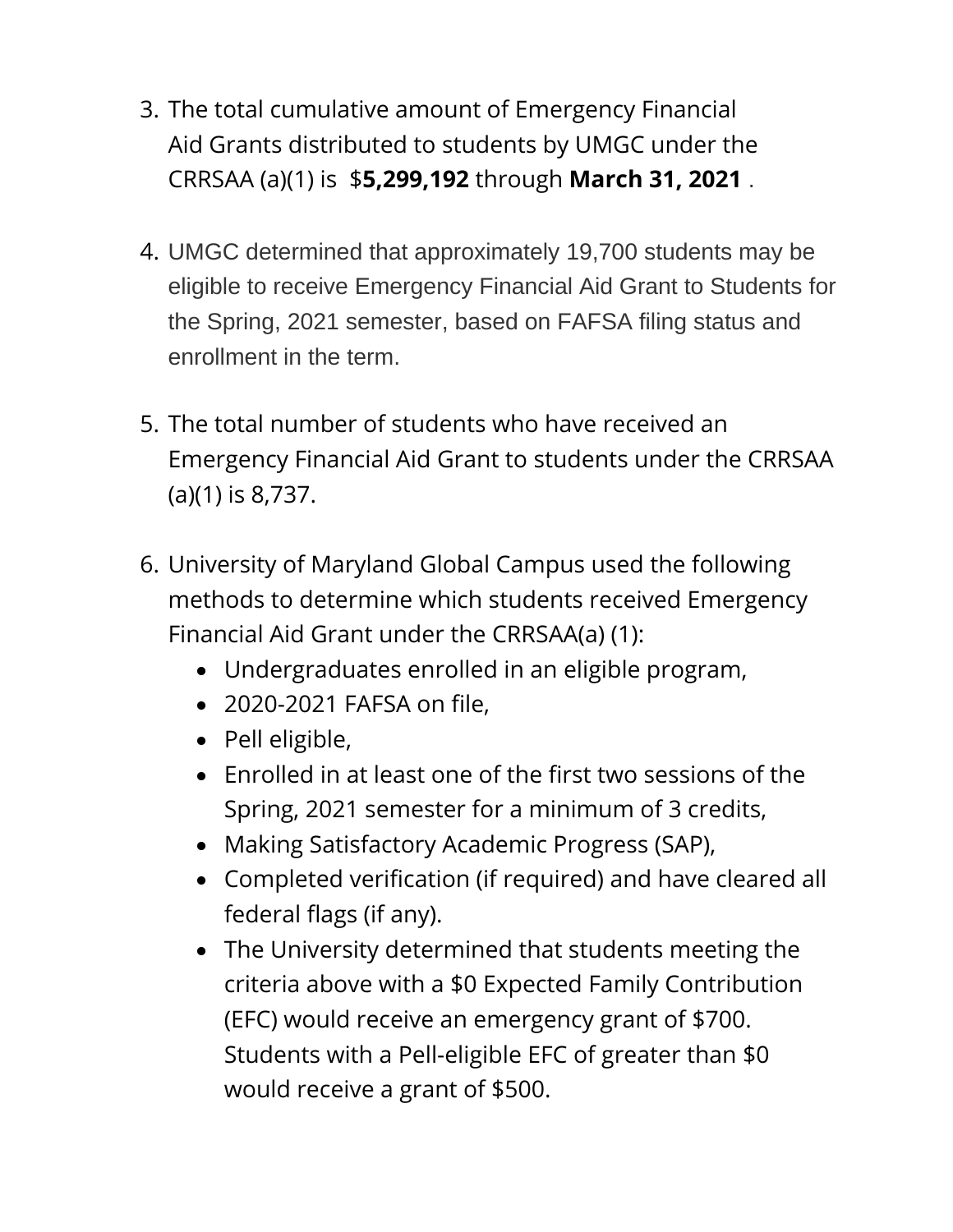3. The total cumulative amount of Emergency Financial Aid Grants distributed to students by UMGC under the CRRSAA (a)(1) is $**5,299,192** through **March 31, 2021** .

4. UMGC determined that approximately 19,700 students may be eligible to receive Emergency Financial Aid Grant to Students for the Spring, 2021 semester, based on FAFSA filing status and enrollment in the term.

5. The total number of students who have received an Emergency Financial Aid Grant to students under the CRRSAA (a)(1) is 8,737.

6. University of Maryland Global Campus used the following methods to determine which students received Emergency Financial Aid Grant under the CRRSAA(a) (1):
   - Undergraduates enrolled in an eligible program,
   - 2020-2021 FAFSA on file,
   - Pell eligible,
   - Enrolled in at least one of the first two sessions of the Spring, 2021 semester for a minimum of 3 credits,
   - Making Satisfactory Academic Progress (SAP),
   - Completed verification (if required) and have cleared all federal flags (if any).
   - The University determined that students meeting the criteria above with a $0 Expected Family Contribution (EFC) would receive an emergency grant of $700. Students with a Pell-eligible EFC of greater than $0 would receive a grant of $500.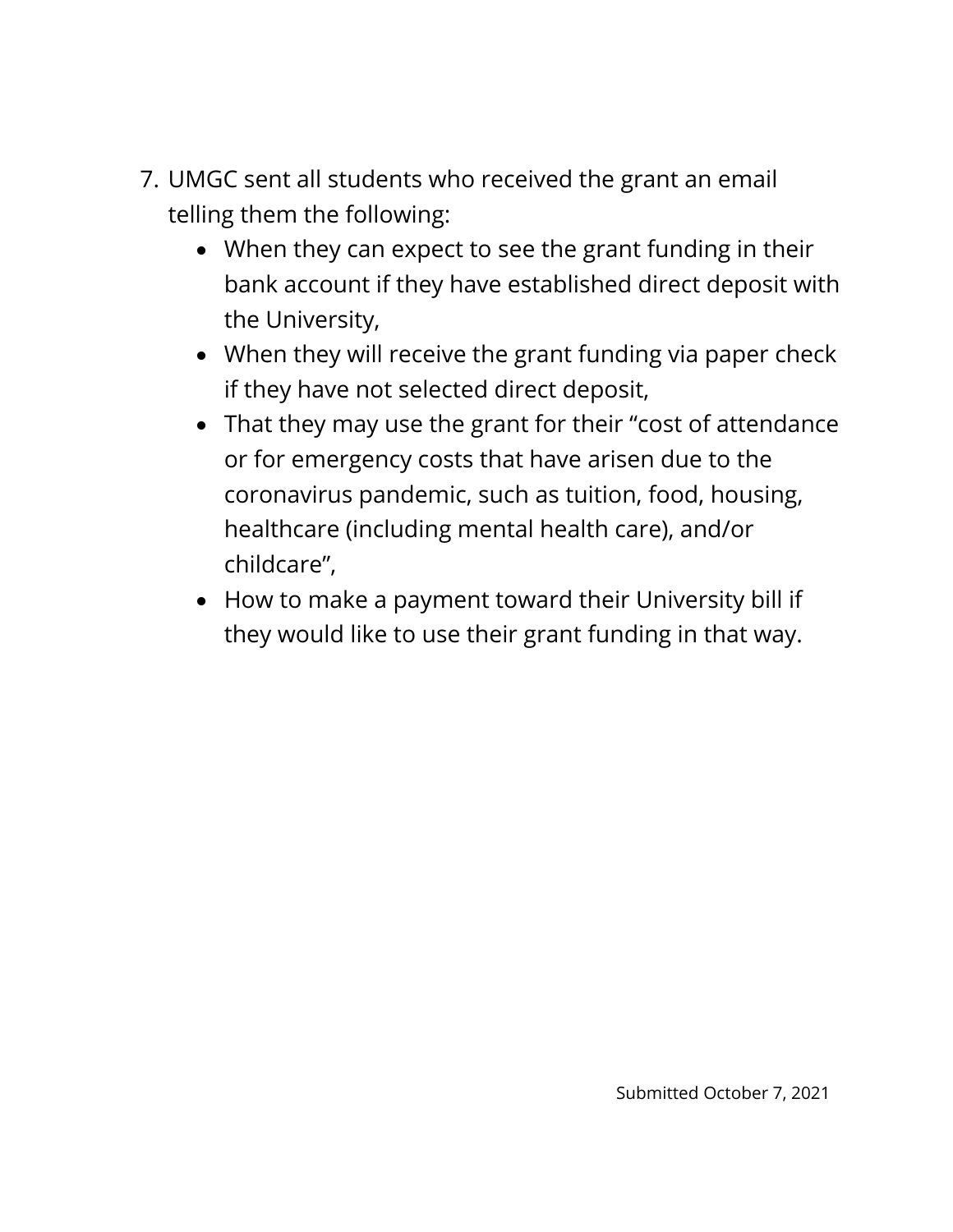7. UMGC sent all students who received the grant an email telling them the following:
   - When they can expect to see the grant funding in their bank account if they have established direct deposit with the University,
   - When they will receive the grant funding via paper check if they have not selected direct deposit,
   - That they may use the grant for their "cost of attendance or for emergency costs that have arisen due to the coronavirus pandemic, such as tuition, food, housing, healthcare (including mental health care), and/or childcare",
   - How to make a payment toward their University bill if they would like to use their grant funding in that way.

Submitted October 7, 2021